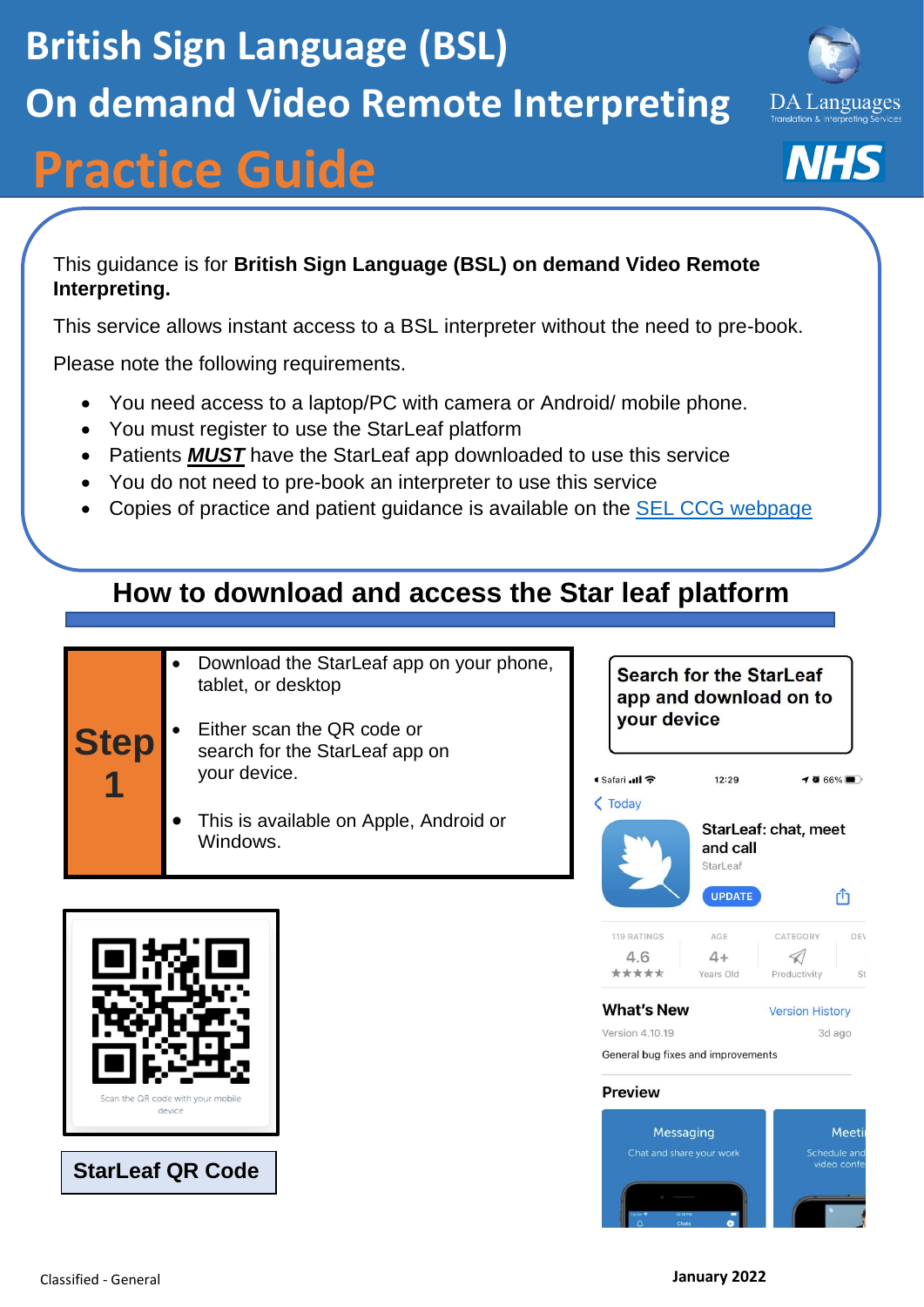# British Sign Language (BSL)

# On demand Video Remote Interpreting

# Practice Guide

DA Languages Translation & Interpreting Services

NHS

This guidance is for **British Sign Language (BSL) on demand Video Remote Interpreting.**

This service allows instant access to a BSL interpreter without the need to pre-book.

Please note the following requirements.

- You need access to a laptop/PC with camera or Android/ mobile phone.
- You must register to use the StarLeaf platform
- Patients ***MUST*** have the StarLeaf app downloaded to use this service
- You do not need to pre-book an interpreter to use this service
- Copies of practice and patient guidance is available on the SEL CCG webpage

## How to download and access the Star leaf platform

| Step 1 | • Download the StarLeaf app on your phone, tablet, or desktop<br>• Either scan the QR code or search for the StarLeaf app on your device.<br>• This is available on Apple, Android or Windows. |
|---|---|

Scan the QR code with your mobile device

**StarLeaf QR Code**

**Search for the StarLeaf app and download on to your device**

Safari 12:29 66%

Today

StarLeaf: chat, meet and call

StarLeaf

UPDATE

119 RATINGS 4.6 | AGE 4+ Years Old | CATEGORY Productivity

What's New — Version History

Version 4.10.19 — 3d ago

General bug fixes and improvements

Preview

Messaging — Chat and share your work

Meeti... — Schedule and video confe...

Classified - General

**January 2022**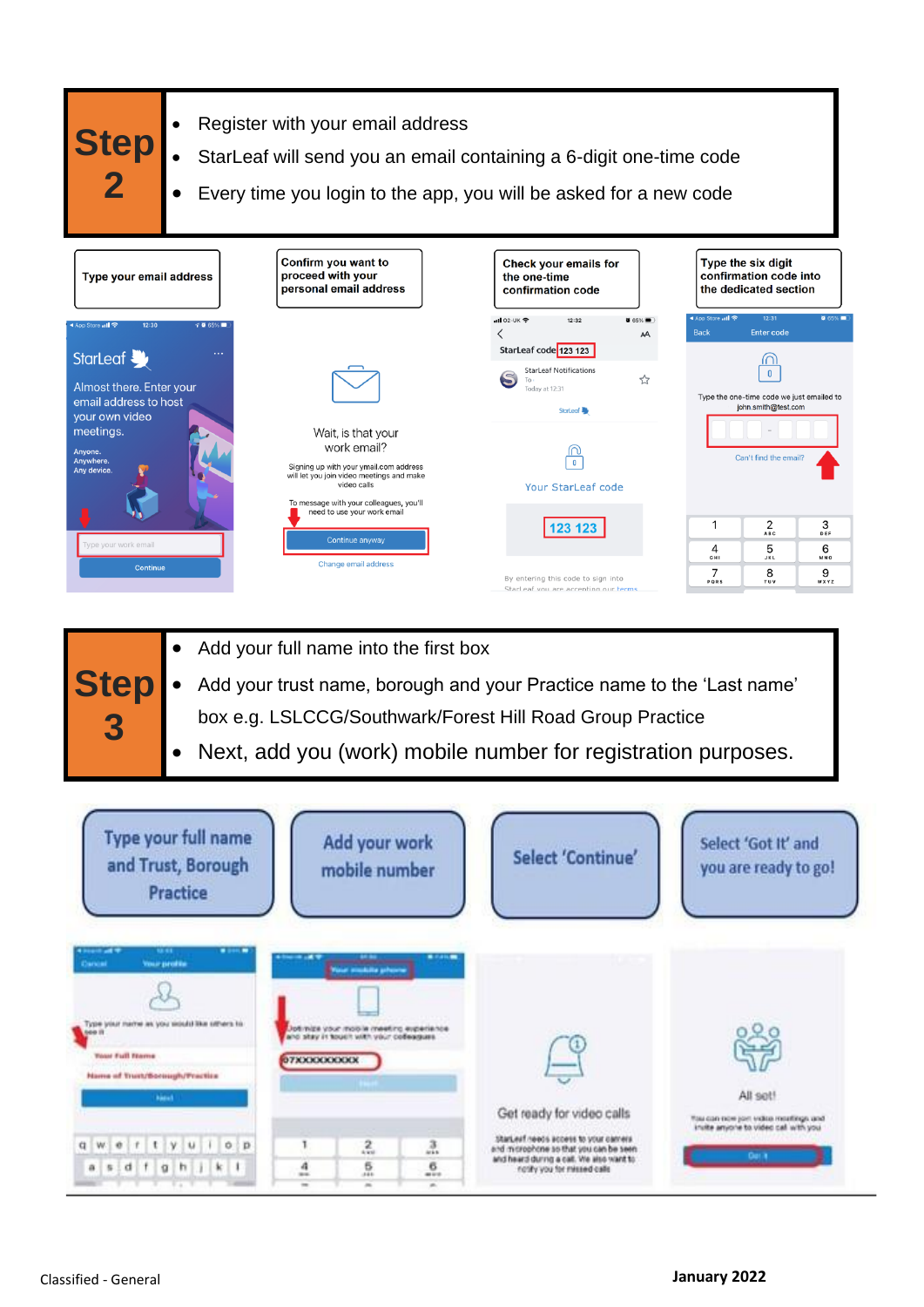## Step 2

- Register with your email address
- StarLeaf will send you an email containing a 6-digit one-time code
- Every time you login to the app, you will be asked for a new code

**Type your email address**

**Confirm you want to proceed with your personal email address**

**Check your emails for the one-time confirmation code**

**Type the six digit confirmation code into the dedicated section**

## Step 3

- Add your full name into the first box
- Add your trust name, borough and your Practice name to the 'Last name' box e.g. LSLCCG/Southwark/Forest Hill Road Group Practice
- Next, add you (work) mobile number for registration purposes.

**Type your full name and Trust, Borough Practice**

**Add your work mobile number**

**Select 'Continue'**

**Select 'Got It' and you are ready to go!**

Classified - General

**January 2022**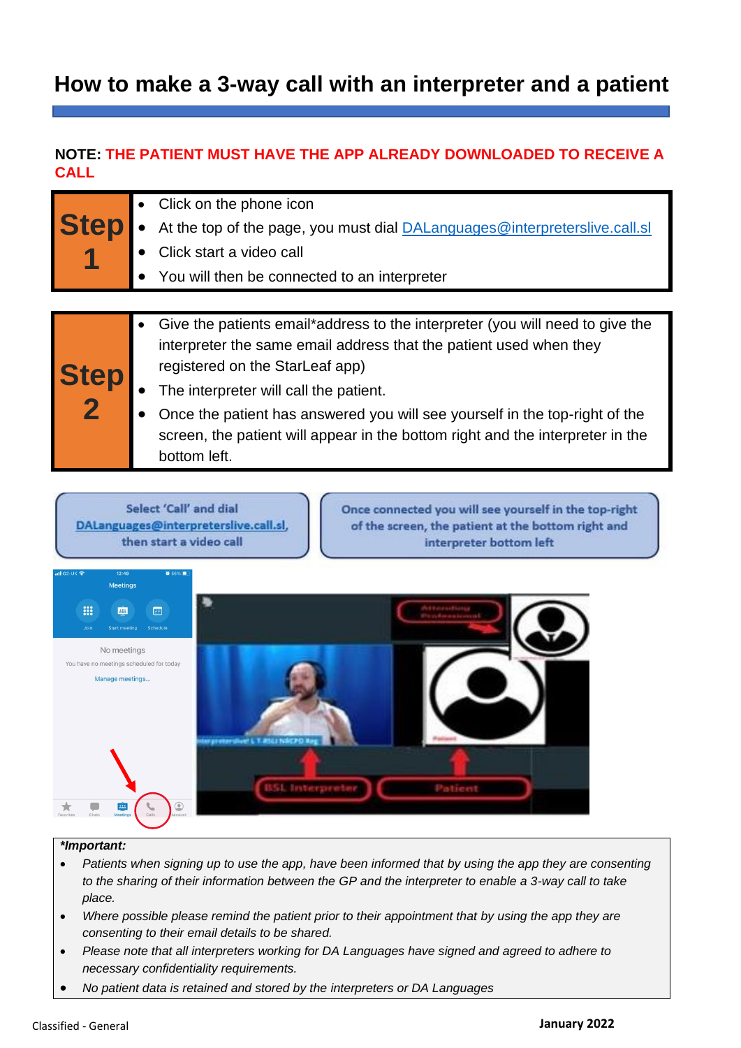# How to make a 3-way call with an interpreter and a patient

**NOTE:** **THE PATIENT MUST HAVE THE APP ALREADY DOWNLOADED TO RECEIVE A CALL**

| Step | |
|---|---|
| **Step 1** | • Click on the phone icon<br>• At the top of the page, you must dial DALanguages@interpreterslive.call.sl<br>• Click start a video call<br>• You will then be connected to an interpreter |

| Step | |
|---|---|
| **Step 2** | • Give the patients email*address to the interpreter (you will need to give the interpreter the same email address that the patient used when they registered on the StarLeaf app)<br>• The interpreter will call the patient.<br>• Once the patient has answered you will see yourself in the top-right of the screen, the patient will appear in the bottom right and the interpreter in the bottom left. |

Select 'Call' and dial DALanguages@interpreterslive.call.sl, then start a video call

Once connected you will see yourself in the top-right of the screen, the patient at the bottom right and interpreter bottom left

***Important:***

- *Patients when signing up to use the app, have been informed that by using the app they are consenting to the sharing of their information between the GP and the interpreter to enable a 3-way call to take place.*
- *Where possible please remind the patient prior to their appointment that by using the app they are consenting to their email details to be shared.*
- *Please note that all interpreters working for DA Languages have signed and agreed to adhere to necessary confidentiality requirements.*
- *No patient data is retained and stored by the interpreters or DA Languages*

Classified - General

**January 2022**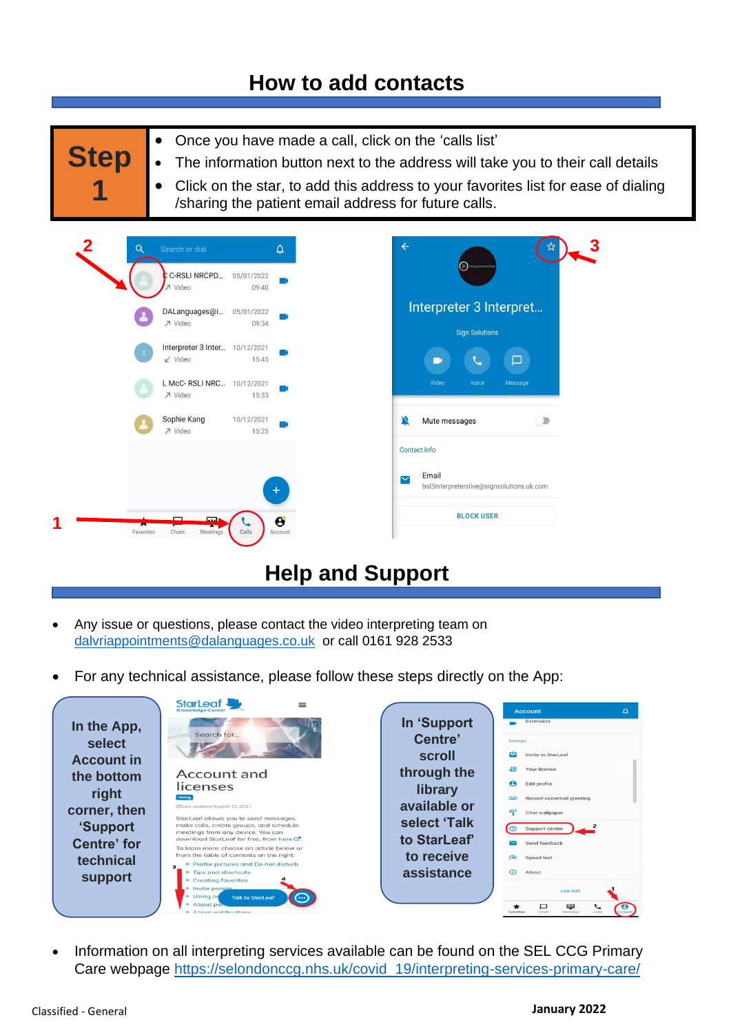# How to add contacts

| | |
|---|---|
| **Step 1** | • Once you have made a call, click on the 'calls list'<br>• The information button next to the address will take you to their call details<br>• Click on the star, to add this address to your favorites list for ease of dialing /sharing the patient email address for future calls. |

# Help and Support

- Any issue or questions, please contact the video interpreting team on dalvriappointments@dalanguages.co.uk or call 0161 928 2533

- For any technical assistance, please follow these steps directly on the App:

**In the App, select Account in the bottom right corner, then 'Support Centre' for technical support**

**In 'Support Centre' scroll through the library available or select 'Talk to StarLeaf' to receive assistance**

- Information on all interpreting services available can be found on the SEL CCG Primary Care webpage https://selondonccg.nhs.uk/covid_19/interpreting-services-primary-care/

Classified - General

**January 2022**